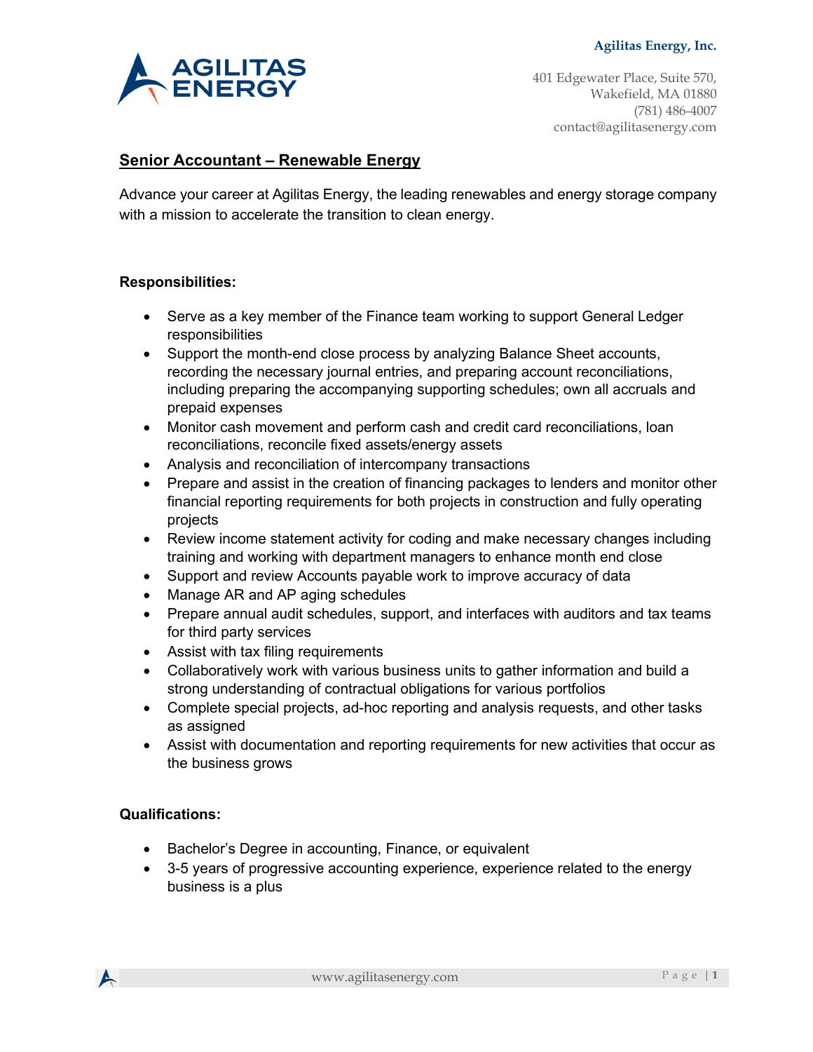**Agilitas Energy, Inc.**

401 Edgewater Place, Suite 570,
Wakefield, MA 01880
(781) 486-4007
contact@agilitasenergy.com

## Senior Accountant – Renewable Energy

Advance your career at Agilitas Energy, the leading renewables and energy storage company with a mission to accelerate the transition to clean energy.

**Responsibilities:**

- Serve as a key member of the Finance team working to support General Ledger responsibilities
- Support the month-end close process by analyzing Balance Sheet accounts, recording the necessary journal entries, and preparing account reconciliations, including preparing the accompanying supporting schedules; own all accruals and prepaid expenses
- Monitor cash movement and perform cash and credit card reconciliations, loan reconciliations, reconcile fixed assets/energy assets
- Analysis and reconciliation of intercompany transactions
- Prepare and assist in the creation of financing packages to lenders and monitor other financial reporting requirements for both projects in construction and fully operating projects
- Review income statement activity for coding and make necessary changes including training and working with department managers to enhance month end close
- Support and review Accounts payable work to improve accuracy of data
- Manage AR and AP aging schedules
- Prepare annual audit schedules, support, and interfaces with auditors and tax teams for third party services
- Assist with tax filing requirements
- Collaboratively work with various business units to gather information and build a strong understanding of contractual obligations for various portfolios
- Complete special projects, ad-hoc reporting and analysis requests, and other tasks as assigned
- Assist with documentation and reporting requirements for new activities that occur as the business grows

**Qualifications:**

- Bachelor's Degree in accounting, Finance, or equivalent
- 3-5 years of progressive accounting experience, experience related to the energy business is a plus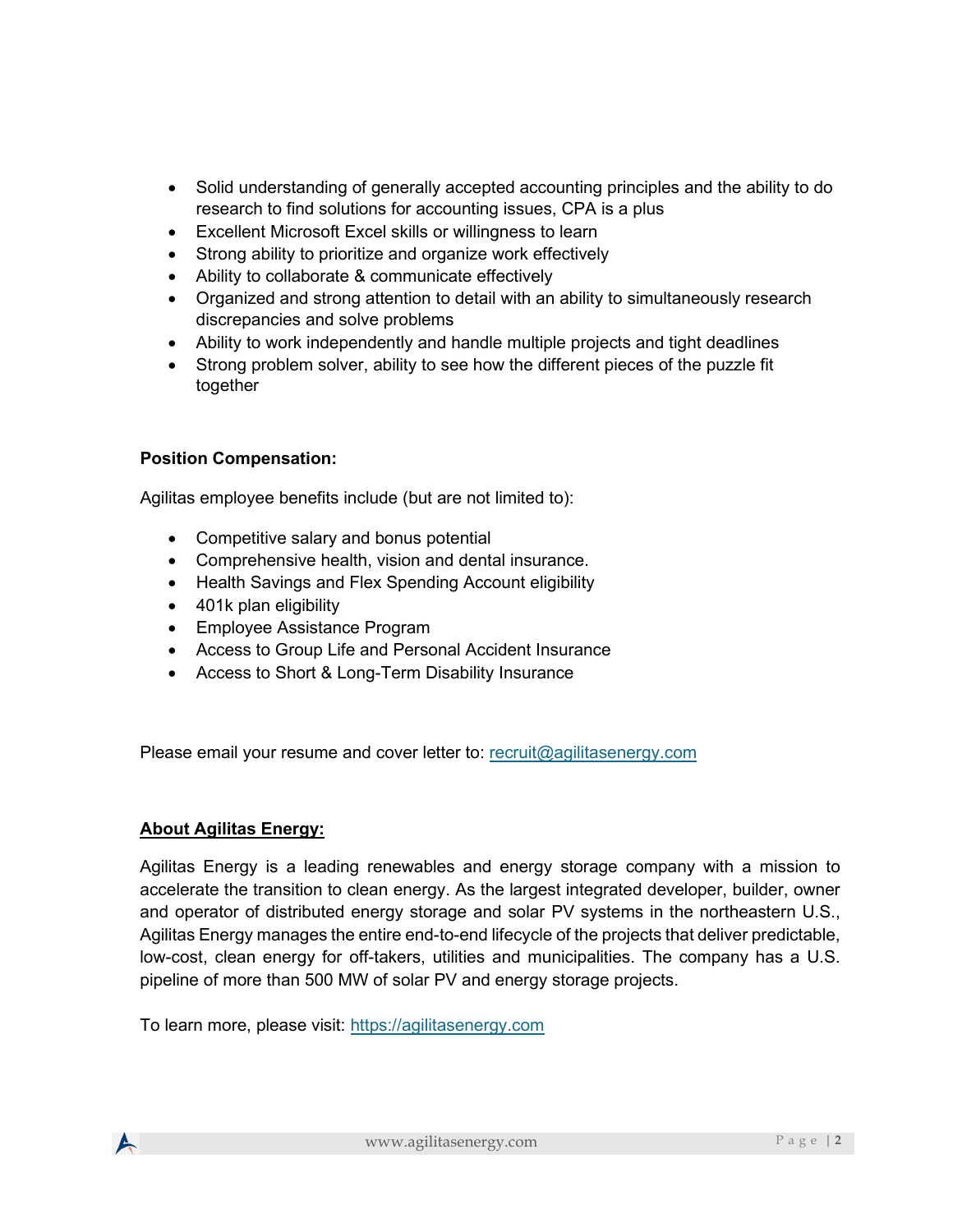- Solid understanding of generally accepted accounting principles and the ability to do research to find solutions for accounting issues, CPA is a plus
- Excellent Microsoft Excel skills or willingness to learn
- Strong ability to prioritize and organize work effectively
- Ability to collaborate & communicate effectively
- Organized and strong attention to detail with an ability to simultaneously research discrepancies and solve problems
- Ability to work independently and handle multiple projects and tight deadlines
- Strong problem solver, ability to see how the different pieces of the puzzle fit together

**Position Compensation:**

Agilitas employee benefits include (but are not limited to):

- Competitive salary and bonus potential
- Comprehensive health, vision and dental insurance.
- Health Savings and Flex Spending Account eligibility
- 401k plan eligibility
- Employee Assistance Program
- Access to Group Life and Personal Accident Insurance
- Access to Short & Long-Term Disability Insurance

Please email your resume and cover letter to: recruit@agilitasenergy.com

**About Agilitas Energy:**

Agilitas Energy is a leading renewables and energy storage company with a mission to accelerate the transition to clean energy. As the largest integrated developer, builder, owner and operator of distributed energy storage and solar PV systems in the northeastern U.S., Agilitas Energy manages the entire end-to-end lifecycle of the projects that deliver predictable, low-cost, clean energy for off-takers, utilities and municipalities. The company has a U.S. pipeline of more than 500 MW of solar PV and energy storage projects.

To learn more, please visit: https://agilitasenergy.com